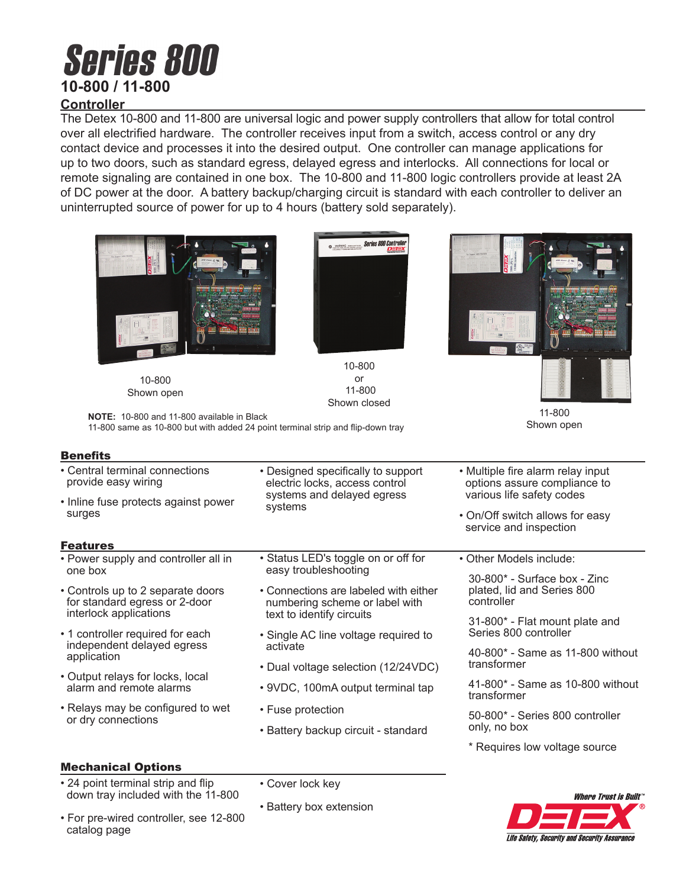# Series 800

## 10-800 / 11-800

### Controller

The Detex 10-800 and 11-800 are universal logic and power supply controllers that allow for total control over all electrified hardware. The controller receives input from a switch, access control or any dry contact device and processes it into the desired output. One controller can manage applications for up to two doors, such as standard egress, delayed egress and interlocks. All connections for local or remote signaling are contained in one box. The 10-800 and 11-800 logic controllers provide at least 2A of DC power at the door. A battery backup/charging circuit is standard with each controller to deliver an uninterrupted source of power for up to 4 hours (battery sold separately).

10-800
Shown open

10-800
or
11-800
Shown closed

11-800
Shown open

**NOTE:** 10-800 and 11-800 available in Black
11-800 same as 10-800 but with added 24 point terminal strip and flip-down tray

### Benefits

- Central terminal connections provide easy wiring
- Inline fuse protects against power surges
- Designed specifically to support electric locks, access control systems and delayed egress systems
- Multiple fire alarm relay input options assure compliance to various life safety codes
- On/Off switch allows for easy service and inspection

### Features

- Power supply and controller all in one box
- Controls up to 2 separate doors for standard egress or 2-door interlock applications
- 1 controller required for each independent delayed egress application
- Output relays for locks, local alarm and remote alarms
- Relays may be configured to wet or dry connections
- Status LED's toggle on or off for easy troubleshooting
- Connections are labeled with either numbering scheme or label with text to identify circuits
- Single AC line voltage required to activate
- Dual voltage selection (12/24VDC)
- 9VDC, 100mA output terminal tap
- Fuse protection
- Battery backup circuit - standard
- Other Models include:

  30-800* - Surface box - Zinc plated, lid and Series 800 controller

  31-800* - Flat mount plate and Series 800 controller

  40-800* - Same as 11-800 without transformer

  41-800* - Same as 10-800 without transformer

  50-800* - Series 800 controller only, no box

  * Requires low voltage source

### Mechanical Options

- 24 point terminal strip and flip down tray included with the 11-800
- For pre-wired controller, see 12-800 catalog page
- Cover lock key
- Battery box extension

Where Trust is Built™
DETEX®
Life Safety, Security and Security Assurance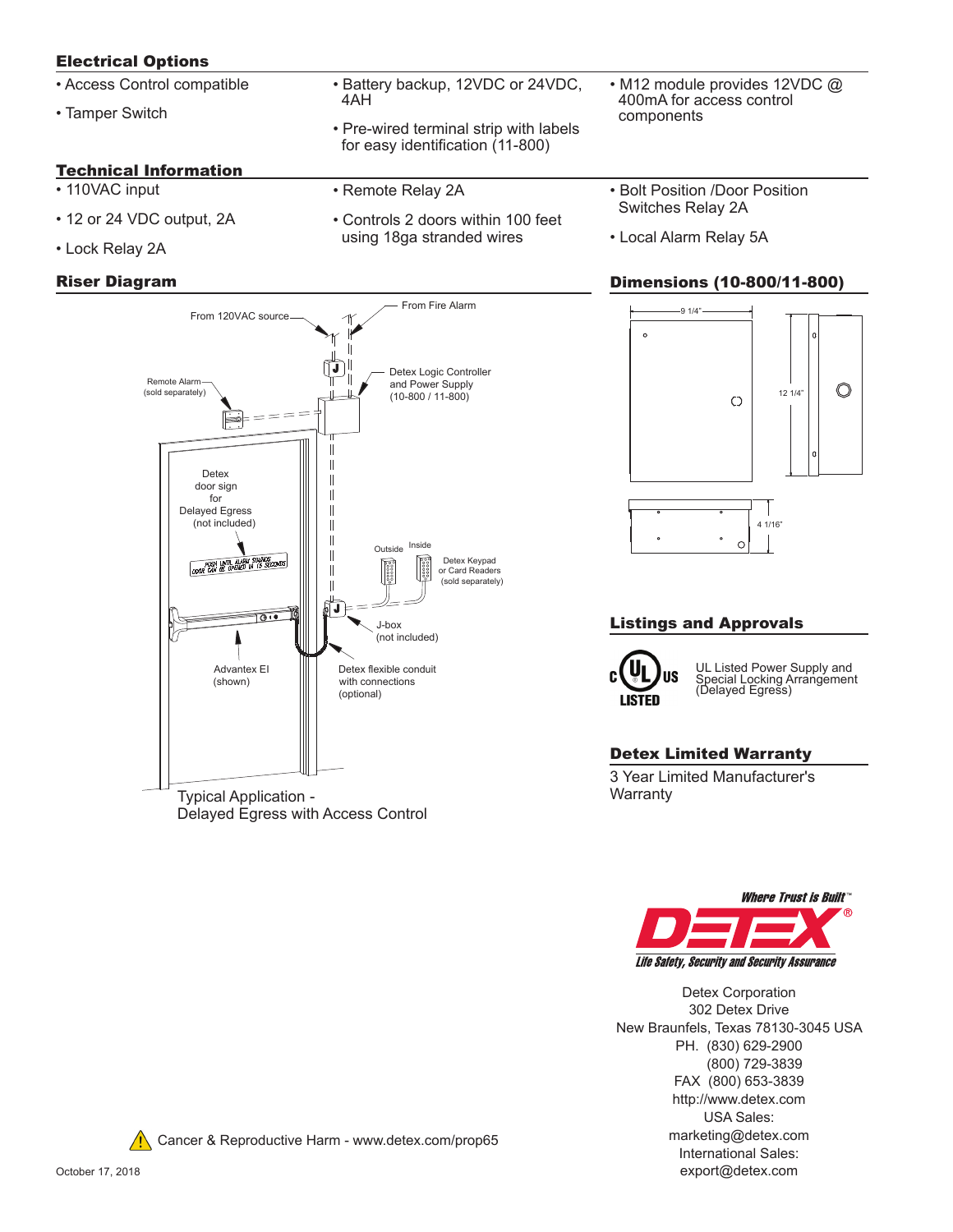## Electrical Options

- Access Control compatible
- Tamper Switch
- Battery backup, 12VDC or 24VDC, 4AH
- Pre-wired terminal strip with labels for easy identification (11-800)
- M12 module provides 12VDC @ 400mA for access control components

## Technical Information

- 110VAC input
- 12 or 24 VDC output, 2A
- Lock Relay 2A
- Remote Relay 2A
- Controls 2 doors within 100 feet using 18ga stranded wires
- Bolt Position /Door Position Switches Relay 2A
- Local Alarm Relay 5A

## Riser Diagram

From 120VAC source

From Fire Alarm

Remote Alarm (sold separately)

Detex Logic Controller and Power Supply (10-800 / 11-800)

Detex door sign for Delayed Egress (not included)

PUSH UNTIL ALARM SOUNDS DOOR CAN BE OPENED IN 15 SECONDS

Outside

Inside

Detex Keypad or Card Readers (sold separately)

J-box (not included)

Advantex EI (shown)

Detex flexible conduit with connections (optional)

Typical Application - Delayed Egress with Access Control

## Dimensions (10-800/11-800)

9 1/4"

12 1/4"

4 1/16"

## Listings and Approvals

c UL US LISTED

UL Listed Power Supply and Special Locking Arrangement (Delayed Egress)

## Detex Limited Warranty

3 Year Limited Manufacturer's Warranty

Where Trust is Built™

DETEX®

Life Safety, Security and Security Assurance

Detex Corporation
302 Detex Drive
New Braunfels, Texas 78130-3045 USA
PH. (830) 629-2900
(800) 729-3839
FAX (800) 653-3839
http://www.detex.com
USA Sales:
marketing@detex.com
International Sales:
export@detex.com

⚠ Cancer & Reproductive Harm - www.detex.com/prop65

October 17, 2018